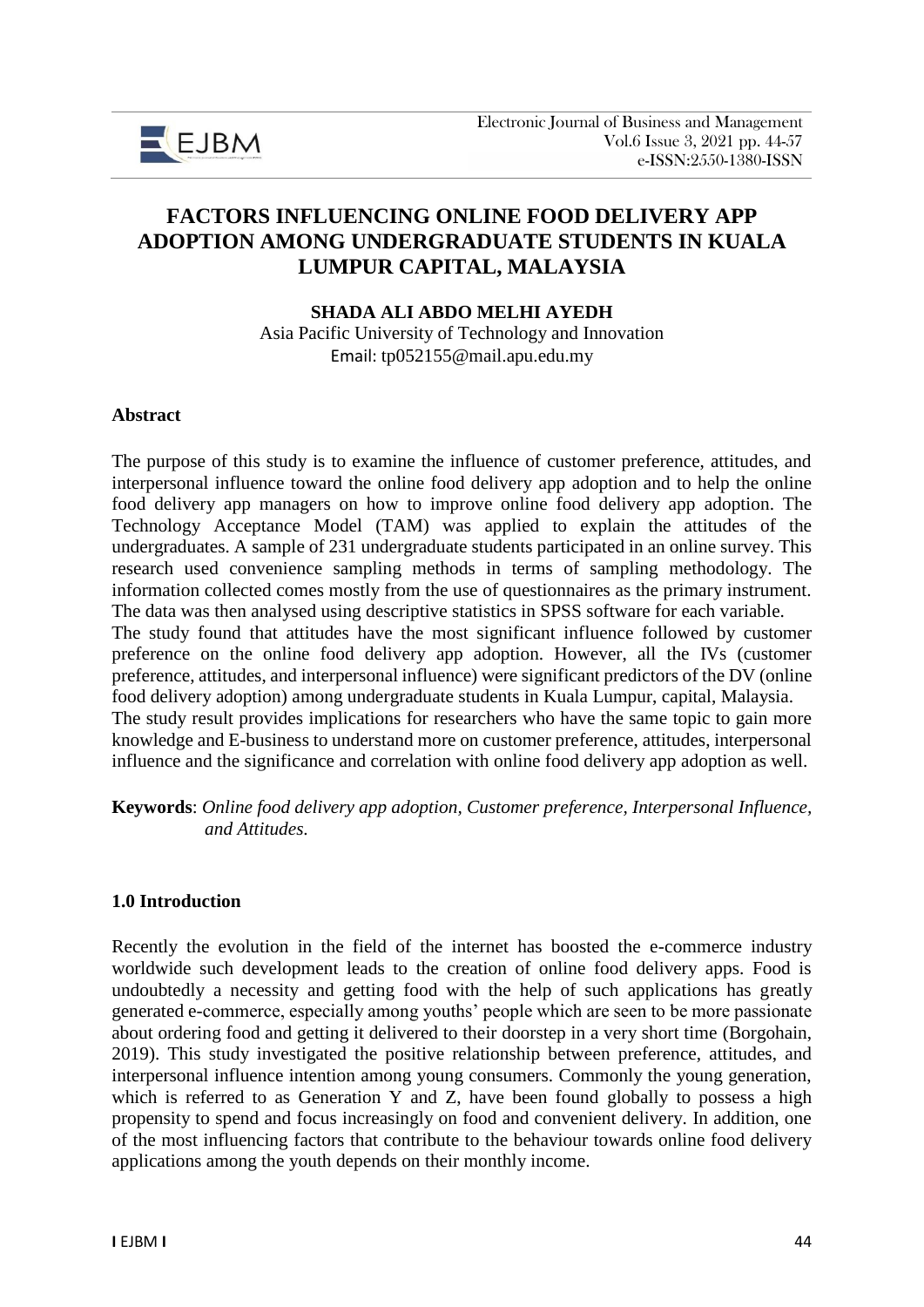# FACTORS INFLUENCING ONLINE FOOD DELIVERY APP ADOPTION AMONG UNDERGRADUATE STUDENTS IN KUALA LUMPUR CAPITAL, MALAYSIA

**SHADA ALI ABDO MELHI AYEDH**

Asia Pacific University of Technology and Innovation

Email: tp052155@mail.apu.edu.my

## Abstract

The purpose of this study is to examine the influence of customer preference, attitudes, and interpersonal influence toward the online food delivery app adoption and to help the online food delivery app managers on how to improve online food delivery app adoption. The Technology Acceptance Model (TAM) was applied to explain the attitudes of the undergraduates. A sample of 231 undergraduate students participated in an online survey. This research used convenience sampling methods in terms of sampling methodology. The information collected comes mostly from the use of questionnaires as the primary instrument. The data was then analysed using descriptive statistics in SPSS software for each variable.

The study found that attitudes have the most significant influence followed by customer preference on the online food delivery app adoption. However, all the IVs (customer preference, attitudes, and interpersonal influence) were significant predictors of the DV (online food delivery adoption) among undergraduate students in Kuala Lumpur, capital, Malaysia.

The study result provides implications for researchers who have the same topic to gain more knowledge and E-business to understand more on customer preference, attitudes, interpersonal influence and the significance and correlation with online food delivery app adoption as well.

**Keywords**: *Online food delivery app adoption, Customer preference, Interpersonal Influence, and Attitudes.*

## 1.0 Introduction

Recently the evolution in the field of the internet has boosted the e-commerce industry worldwide such development leads to the creation of online food delivery apps. Food is undoubtedly a necessity and getting food with the help of such applications has greatly generated e-commerce, especially among youths' people which are seen to be more passionate about ordering food and getting it delivered to their doorstep in a very short time (Borgohain, 2019). This study investigated the positive relationship between preference, attitudes, and interpersonal influence intention among young consumers. Commonly the young generation, which is referred to as Generation Y and Z, have been found globally to possess a high propensity to spend and focus increasingly on food and convenient delivery. In addition, one of the most influencing factors that contribute to the behaviour towards online food delivery applications among the youth depends on their monthly income.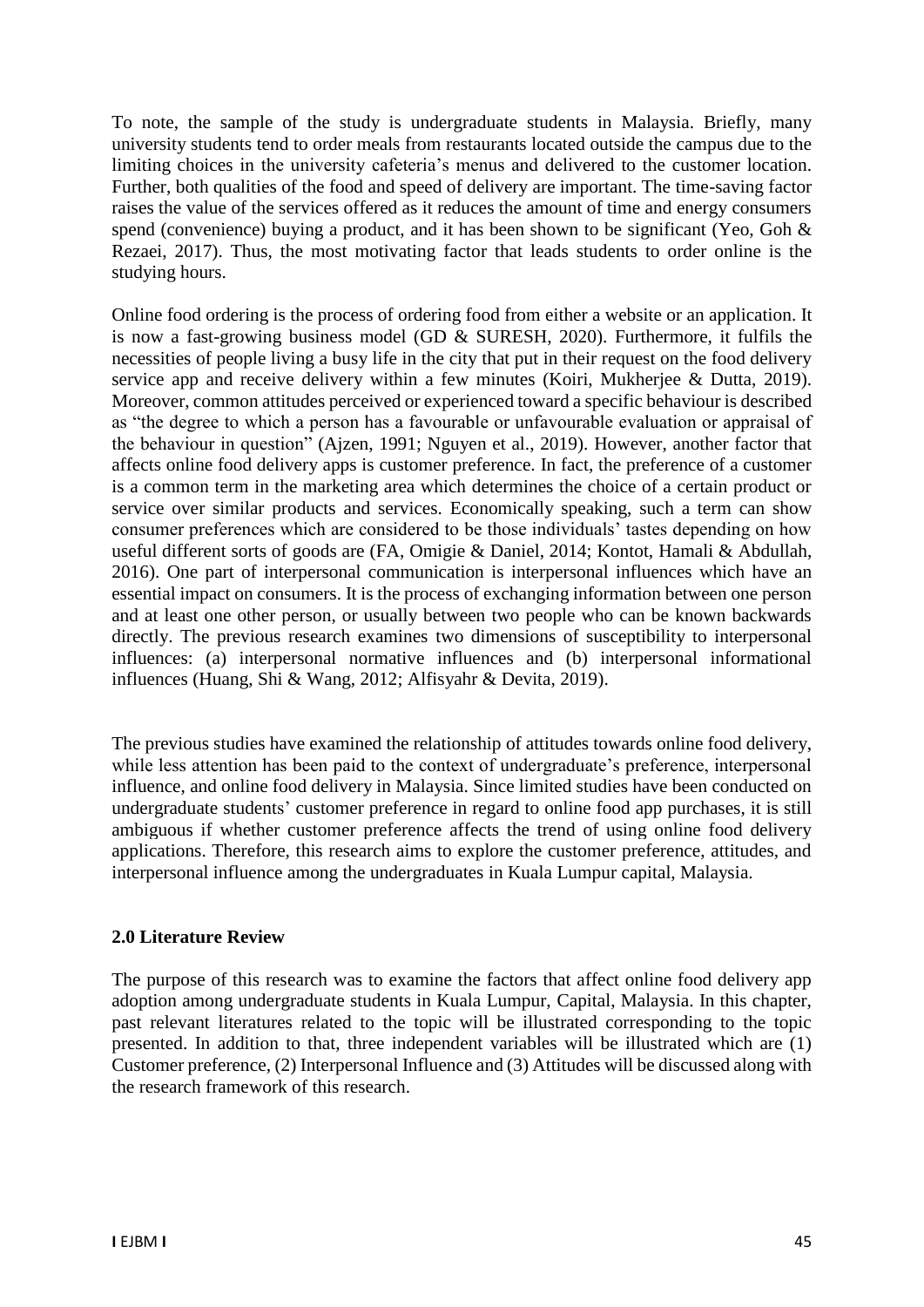To note, the sample of the study is undergraduate students in Malaysia. Briefly, many university students tend to order meals from restaurants located outside the campus due to the limiting choices in the university cafeteria's menus and delivered to the customer location. Further, both qualities of the food and speed of delivery are important. The time-saving factor raises the value of the services offered as it reduces the amount of time and energy consumers spend (convenience) buying a product, and it has been shown to be significant (Yeo, Goh & Rezaei, 2017). Thus, the most motivating factor that leads students to order online is the studying hours.

Online food ordering is the process of ordering food from either a website or an application. It is now a fast-growing business model (GD & SURESH, 2020). Furthermore, it fulfils the necessities of people living a busy life in the city that put in their request on the food delivery service app and receive delivery within a few minutes (Koiri, Mukherjee & Dutta, 2019). Moreover, common attitudes perceived or experienced toward a specific behaviour is described as "the degree to which a person has a favourable or unfavourable evaluation or appraisal of the behaviour in question" (Ajzen, 1991; Nguyen et al., 2019). However, another factor that affects online food delivery apps is customer preference. In fact, the preference of a customer is a common term in the marketing area which determines the choice of a certain product or service over similar products and services. Economically speaking, such a term can show consumer preferences which are considered to be those individuals' tastes depending on how useful different sorts of goods are (FA, Omigie & Daniel, 2014; Kontot, Hamali & Abdullah, 2016). One part of interpersonal communication is interpersonal influences which have an essential impact on consumers. It is the process of exchanging information between one person and at least one other person, or usually between two people who can be known backwards directly. The previous research examines two dimensions of susceptibility to interpersonal influences: (a) interpersonal normative influences and (b) interpersonal informational influences (Huang, Shi & Wang, 2012; Alfisyahr & Devita, 2019).

The previous studies have examined the relationship of attitudes towards online food delivery, while less attention has been paid to the context of undergraduate's preference, interpersonal influence, and online food delivery in Malaysia. Since limited studies have been conducted on undergraduate students' customer preference in regard to online food app purchases, it is still ambiguous if whether customer preference affects the trend of using online food delivery applications. Therefore, this research aims to explore the customer preference, attitudes, and interpersonal influence among the undergraduates in Kuala Lumpur capital, Malaysia.

## 2.0 Literature Review

The purpose of this research was to examine the factors that affect online food delivery app adoption among undergraduate students in Kuala Lumpur, Capital, Malaysia. In this chapter, past relevant literatures related to the topic will be illustrated corresponding to the topic presented. In addition to that, three independent variables will be illustrated which are (1) Customer preference, (2) Interpersonal Influence and (3) Attitudes will be discussed along with the research framework of this research.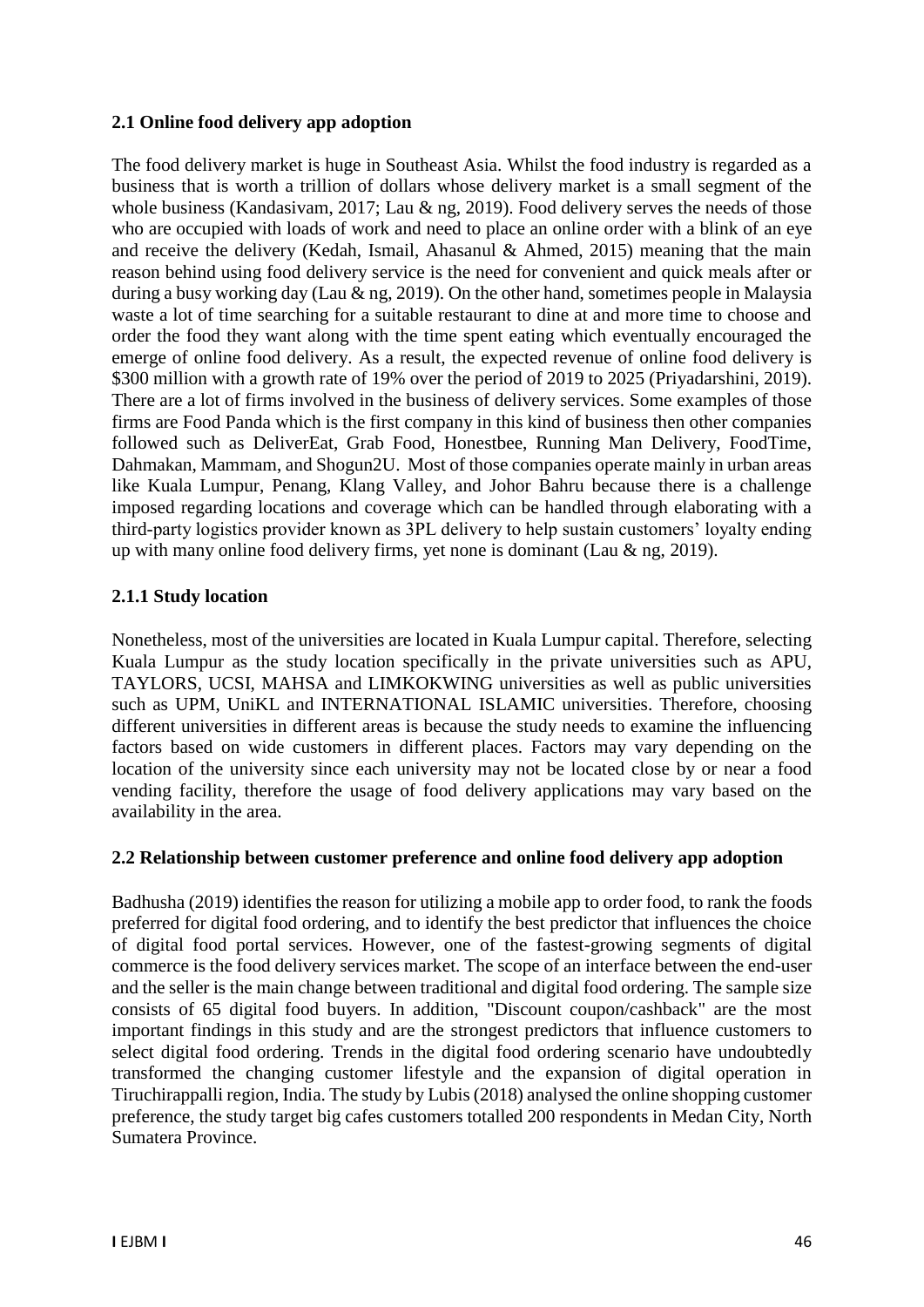### 2.1 Online food delivery app adoption

The food delivery market is huge in Southeast Asia. Whilst the food industry is regarded as a business that is worth a trillion of dollars whose delivery market is a small segment of the whole business (Kandasivam, 2017; Lau & ng, 2019). Food delivery serves the needs of those who are occupied with loads of work and need to place an online order with a blink of an eye and receive the delivery (Kedah, Ismail, Ahasanul & Ahmed, 2015) meaning that the main reason behind using food delivery service is the need for convenient and quick meals after or during a busy working day (Lau & ng, 2019). On the other hand, sometimes people in Malaysia waste a lot of time searching for a suitable restaurant to dine at and more time to choose and order the food they want along with the time spent eating which eventually encouraged the emerge of online food delivery. As a result, the expected revenue of online food delivery is $300 million with a growth rate of 19% over the period of 2019 to 2025 (Priyadarshini, 2019). There are a lot of firms involved in the business of delivery services. Some examples of those firms are Food Panda which is the first company in this kind of business then other companies followed such as DeliverEat, Grab Food, Honestbee, Running Man Delivery, FoodTime, Dahmakan, Mammam, and Shogun2U. Most of those companies operate mainly in urban areas like Kuala Lumpur, Penang, Klang Valley, and Johor Bahru because there is a challenge imposed regarding locations and coverage which can be handled through elaborating with a third-party logistics provider known as 3PL delivery to help sustain customers' loyalty ending up with many online food delivery firms, yet none is dominant (Lau & ng, 2019).

#### 2.1.1 Study location

Nonetheless, most of the universities are located in Kuala Lumpur capital. Therefore, selecting Kuala Lumpur as the study location specifically in the private universities such as APU, TAYLORS, UCSI, MAHSA and LIMKOKWING universities as well as public universities such as UPM, UniKL and INTERNATIONAL ISLAMIC universities. Therefore, choosing different universities in different areas is because the study needs to examine the influencing factors based on wide customers in different places. Factors may vary depending on the location of the university since each university may not be located close by or near a food vending facility, therefore the usage of food delivery applications may vary based on the availability in the area.

### 2.2 Relationship between customer preference and online food delivery app adoption

Badhusha (2019) identifies the reason for utilizing a mobile app to order food, to rank the foods preferred for digital food ordering, and to identify the best predictor that influences the choice of digital food portal services. However, one of the fastest-growing segments of digital commerce is the food delivery services market. The scope of an interface between the end-user and the seller is the main change between traditional and digital food ordering. The sample size consists of 65 digital food buyers. In addition, "Discount coupon/cashback" are the most important findings in this study and are the strongest predictors that influence customers to select digital food ordering. Trends in the digital food ordering scenario have undoubtedly transformed the changing customer lifestyle and the expansion of digital operation in Tiruchirappalli region, India. The study by Lubis (2018) analysed the online shopping customer preference, the study target big cafes customers totalled 200 respondents in Medan City, North Sumatera Province.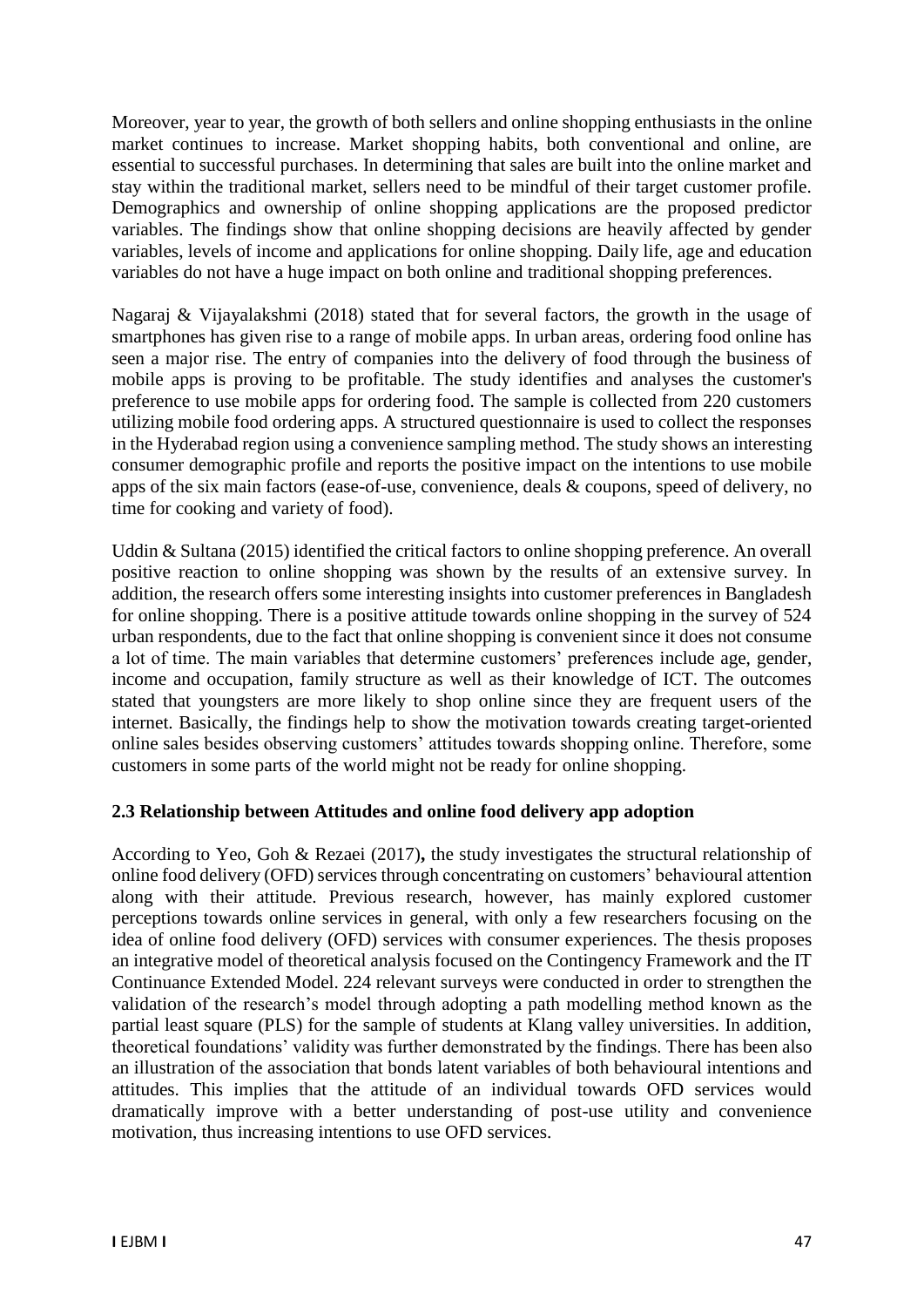Moreover, year to year, the growth of both sellers and online shopping enthusiasts in the online market continues to increase. Market shopping habits, both conventional and online, are essential to successful purchases. In determining that sales are built into the online market and stay within the traditional market, sellers need to be mindful of their target customer profile. Demographics and ownership of online shopping applications are the proposed predictor variables. The findings show that online shopping decisions are heavily affected by gender variables, levels of income and applications for online shopping. Daily life, age and education variables do not have a huge impact on both online and traditional shopping preferences.

Nagaraj & Vijayalakshmi (2018) stated that for several factors, the growth in the usage of smartphones has given rise to a range of mobile apps. In urban areas, ordering food online has seen a major rise. The entry of companies into the delivery of food through the business of mobile apps is proving to be profitable. The study identifies and analyses the customer's preference to use mobile apps for ordering food. The sample is collected from 220 customers utilizing mobile food ordering apps. A structured questionnaire is used to collect the responses in the Hyderabad region using a convenience sampling method. The study shows an interesting consumer demographic profile and reports the positive impact on the intentions to use mobile apps of the six main factors (ease-of-use, convenience, deals & coupons, speed of delivery, no time for cooking and variety of food).

Uddin & Sultana (2015) identified the critical factors to online shopping preference. An overall positive reaction to online shopping was shown by the results of an extensive survey. In addition, the research offers some interesting insights into customer preferences in Bangladesh for online shopping. There is a positive attitude towards online shopping in the survey of 524 urban respondents, due to the fact that online shopping is convenient since it does not consume a lot of time. The main variables that determine customers' preferences include age, gender, income and occupation, family structure as well as their knowledge of ICT. The outcomes stated that youngsters are more likely to shop online since they are frequent users of the internet. Basically, the findings help to show the motivation towards creating target-oriented online sales besides observing customers' attitudes towards shopping online. Therefore, some customers in some parts of the world might not be ready for online shopping.

### 2.3 Relationship between Attitudes and online food delivery app adoption

According to Yeo, Goh & Rezaei (2017)**,** the study investigates the structural relationship of online food delivery (OFD) services through concentrating on customers' behavioural attention along with their attitude. Previous research, however, has mainly explored customer perceptions towards online services in general, with only a few researchers focusing on the idea of online food delivery (OFD) services with consumer experiences. The thesis proposes an integrative model of theoretical analysis focused on the Contingency Framework and the IT Continuance Extended Model. 224 relevant surveys were conducted in order to strengthen the validation of the research's model through adopting a path modelling method known as the partial least square (PLS) for the sample of students at Klang valley universities. In addition, theoretical foundations' validity was further demonstrated by the findings. There has been also an illustration of the association that bonds latent variables of both behavioural intentions and attitudes. This implies that the attitude of an individual towards OFD services would dramatically improve with a better understanding of post-use utility and convenience motivation, thus increasing intentions to use OFD services.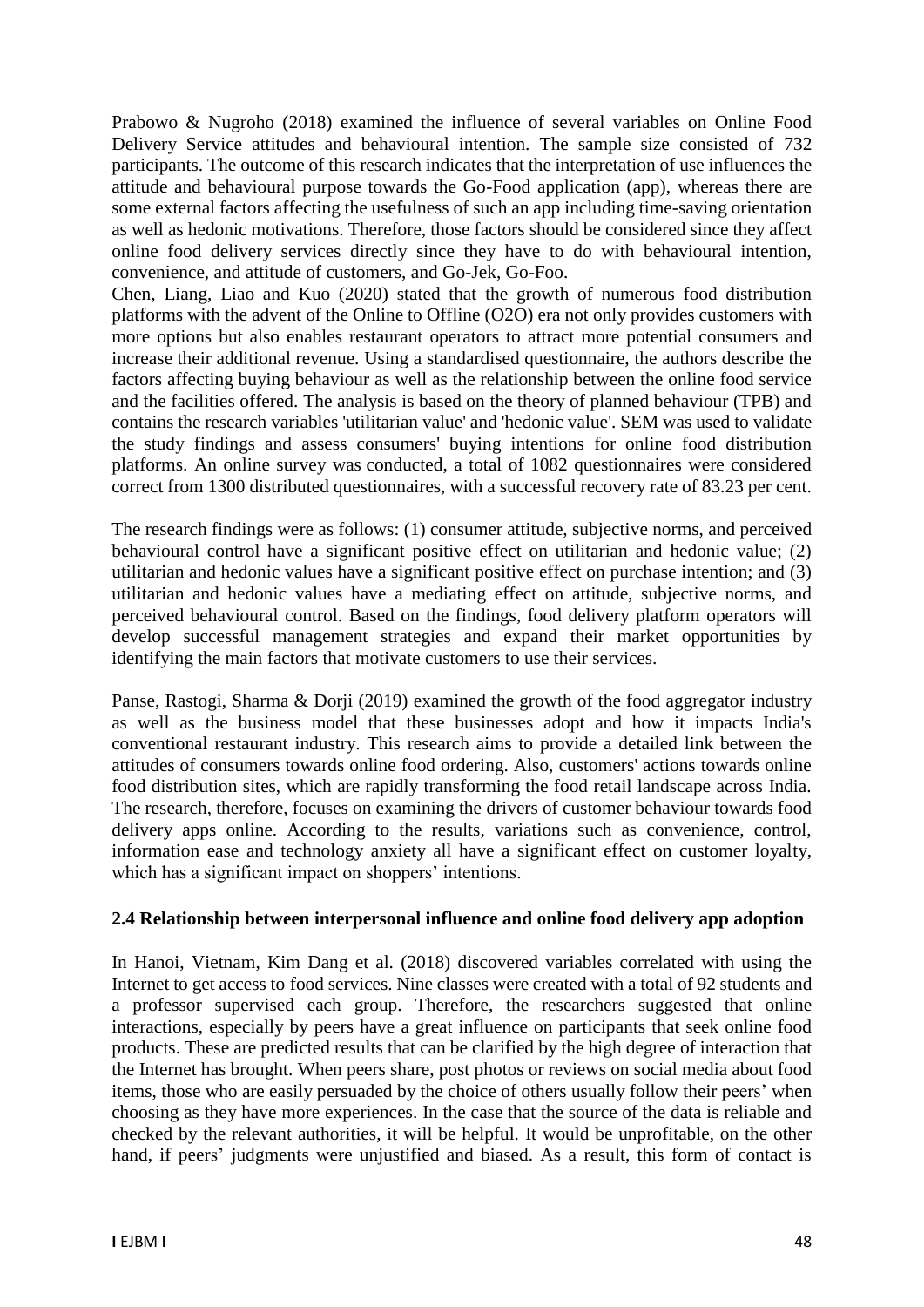Prabowo & Nugroho (2018) examined the influence of several variables on Online Food Delivery Service attitudes and behavioural intention. The sample size consisted of 732 participants. The outcome of this research indicates that the interpretation of use influences the attitude and behavioural purpose towards the Go-Food application (app), whereas there are some external factors affecting the usefulness of such an app including time-saving orientation as well as hedonic motivations. Therefore, those factors should be considered since they affect online food delivery services directly since they have to do with behavioural intention, convenience, and attitude of customers, and Go-Jek, Go-Foo.

Chen, Liang, Liao and Kuo (2020) stated that the growth of numerous food distribution platforms with the advent of the Online to Offline (O2O) era not only provides customers with more options but also enables restaurant operators to attract more potential consumers and increase their additional revenue. Using a standardised questionnaire, the authors describe the factors affecting buying behaviour as well as the relationship between the online food service and the facilities offered. The analysis is based on the theory of planned behaviour (TPB) and contains the research variables 'utilitarian value' and 'hedonic value'. SEM was used to validate the study findings and assess consumers' buying intentions for online food distribution platforms. An online survey was conducted, a total of 1082 questionnaires were considered correct from 1300 distributed questionnaires, with a successful recovery rate of 83.23 per cent.

The research findings were as follows: (1) consumer attitude, subjective norms, and perceived behavioural control have a significant positive effect on utilitarian and hedonic value; (2) utilitarian and hedonic values have a significant positive effect on purchase intention; and (3) utilitarian and hedonic values have a mediating effect on attitude, subjective norms, and perceived behavioural control. Based on the findings, food delivery platform operators will develop successful management strategies and expand their market opportunities by identifying the main factors that motivate customers to use their services.

Panse, Rastogi, Sharma & Dorji (2019) examined the growth of the food aggregator industry as well as the business model that these businesses adopt and how it impacts India's conventional restaurant industry. This research aims to provide a detailed link between the attitudes of consumers towards online food ordering. Also, customers' actions towards online food distribution sites, which are rapidly transforming the food retail landscape across India. The research, therefore, focuses on examining the drivers of customer behaviour towards food delivery apps online. According to the results, variations such as convenience, control, information ease and technology anxiety all have a significant effect on customer loyalty, which has a significant impact on shoppers' intentions.

**2.4 Relationship between interpersonal influence and online food delivery app adoption**

In Hanoi, Vietnam, Kim Dang et al. (2018) discovered variables correlated with using the Internet to get access to food services. Nine classes were created with a total of 92 students and a professor supervised each group. Therefore, the researchers suggested that online interactions, especially by peers have a great influence on participants that seek online food products. These are predicted results that can be clarified by the high degree of interaction that the Internet has brought. When peers share, post photos or reviews on social media about food items, those who are easily persuaded by the choice of others usually follow their peers' when choosing as they have more experiences. In the case that the source of the data is reliable and checked by the relevant authorities, it will be helpful. It would be unprofitable, on the other hand, if peers' judgments were unjustified and biased. As a result, this form of contact is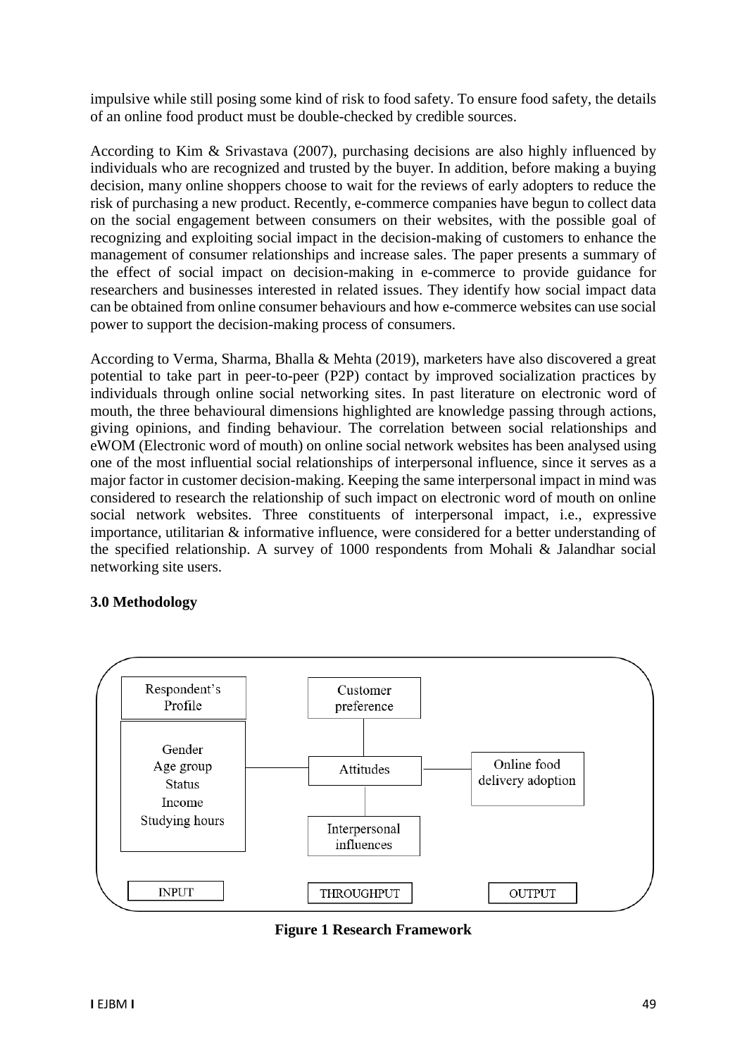impulsive while still posing some kind of risk to food safety. To ensure food safety, the details of an online food product must be double-checked by credible sources.

According to Kim & Srivastava (2007), purchasing decisions are also highly influenced by individuals who are recognized and trusted by the buyer. In addition, before making a buying decision, many online shoppers choose to wait for the reviews of early adopters to reduce the risk of purchasing a new product. Recently, e-commerce companies have begun to collect data on the social engagement between consumers on their websites, with the possible goal of recognizing and exploiting social impact in the decision-making of customers to enhance the management of consumer relationships and increase sales. The paper presents a summary of the effect of social impact on decision-making in e-commerce to provide guidance for researchers and businesses interested in related issues. They identify how social impact data can be obtained from online consumer behaviours and how e-commerce websites can use social power to support the decision-making process of consumers.

According to Verma, Sharma, Bhalla & Mehta (2019), marketers have also discovered a great potential to take part in peer-to-peer (P2P) contact by improved socialization practices by individuals through online social networking sites. In past literature on electronic word of mouth, the three behavioural dimensions highlighted are knowledge passing through actions, giving opinions, and finding behaviour. The correlation between social relationships and eWOM (Electronic word of mouth) on online social network websites has been analysed using one of the most influential social relationships of interpersonal influence, since it serves as a major factor in customer decision-making. Keeping the same interpersonal impact in mind was considered to research the relationship of such impact on electronic word of mouth on online social network websites. Three constituents of interpersonal impact, i.e., expressive importance, utilitarian & informative influence, were considered for a better understanding of the specified relationship. A survey of 1000 respondents from Mohali & Jalandhar social networking site users.

### 3.0 Methodology

Respondent's Profile

Gender
Age group
Status
Income
Studying hours

Customer preference

Attitudes

Interpersonal influences

Online food delivery adoption

INPUT THROUGHPUT OUTPUT

**Figure 1 Research Framework**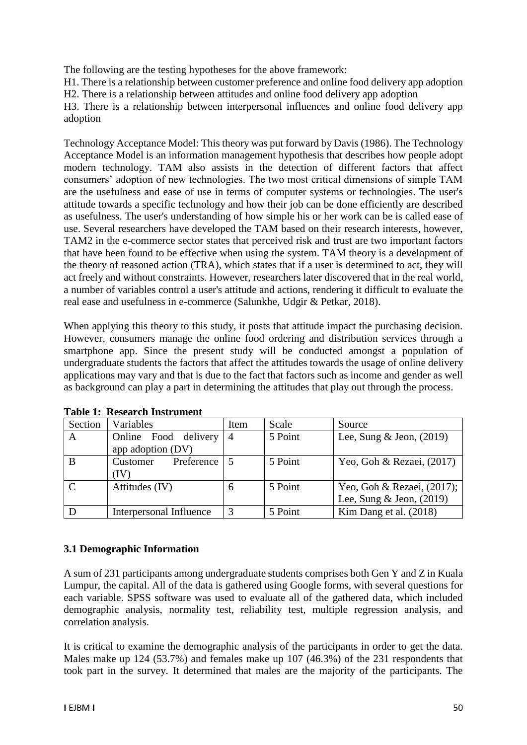The following are the testing hypotheses for the above framework:

H1. There is a relationship between customer preference and online food delivery app adoption
H2. There is a relationship between attitudes and online food delivery app adoption
H3. There is a relationship between interpersonal influences and online food delivery app adoption

Technology Acceptance Model: This theory was put forward by Davis (1986). The Technology Acceptance Model is an information management hypothesis that describes how people adopt modern technology. TAM also assists in the detection of different factors that affect consumers' adoption of new technologies. The two most critical dimensions of simple TAM are the usefulness and ease of use in terms of computer systems or technologies. The user's attitude towards a specific technology and how their job can be done efficiently are described as usefulness. The user's understanding of how simple his or her work can be is called ease of use. Several researchers have developed the TAM based on their research interests, however, TAM2 in the e-commerce sector states that perceived risk and trust are two important factors that have been found to be effective when using the system. TAM theory is a development of the theory of reasoned action (TRA), which states that if a user is determined to act, they will act freely and without constraints. However, researchers later discovered that in the real world, a number of variables control a user's attitude and actions, rendering it difficult to evaluate the real ease and usefulness in e-commerce (Salunkhe, Udgir & Petkar, 2018).

When applying this theory to this study, it posts that attitude impact the purchasing decision. However, consumers manage the online food ordering and distribution services through a smartphone app. Since the present study will be conducted amongst a population of undergraduate students the factors that affect the attitudes towards the usage of online delivery applications may vary and that is due to the fact that factors such as income and gender as well as background can play a part in determining the attitudes that play out through the process.

**Table 1: Research Instrument**

| Section | Variables | Item | Scale | Source |
|---|---|---|---|---|
| A | Online Food delivery app adoption (DV) | 4 | 5 Point | Lee, Sung & Jeon, (2019) |
| B | Customer Preference (IV) | 5 | 5 Point | Yeo, Goh & Rezaei, (2017) |
| C | Attitudes (IV) | 6 | 5 Point | Yeo, Goh & Rezaei, (2017); Lee, Sung & Jeon, (2019) |
| D | Interpersonal Influence | 3 | 5 Point | Kim Dang et al. (2018) |

### 3.1 Demographic Information

A sum of 231 participants among undergraduate students comprises both Gen Y and Z in Kuala Lumpur, the capital. All of the data is gathered using Google forms, with several questions for each variable. SPSS software was used to evaluate all of the gathered data, which included demographic analysis, normality test, reliability test, multiple regression analysis, and correlation analysis.

It is critical to examine the demographic analysis of the participants in order to get the data. Males make up 124 (53.7%) and females make up 107 (46.3%) of the 231 respondents that took part in the survey. It determined that males are the majority of the participants. The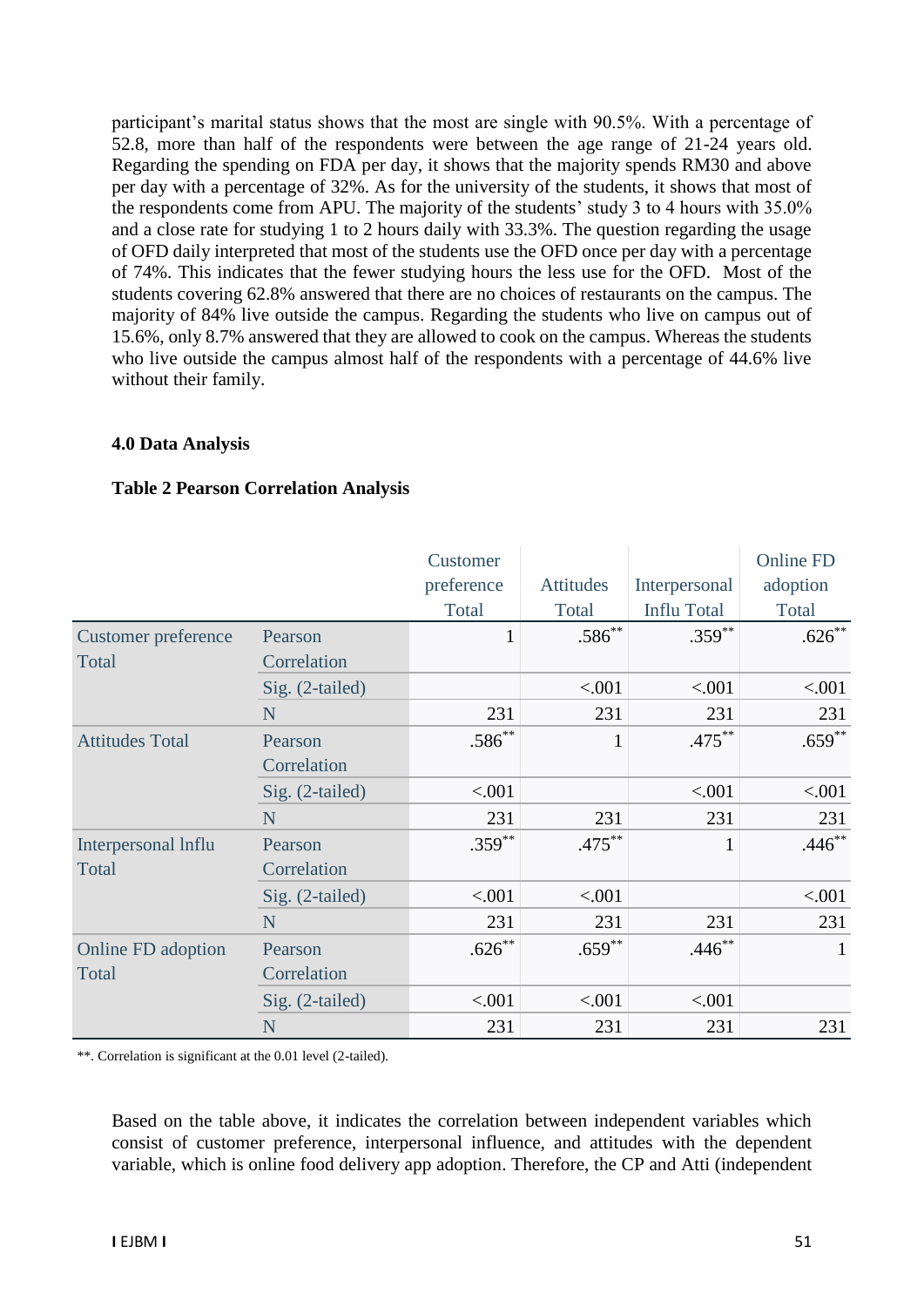participant's marital status shows that the most are single with 90.5%. With a percentage of 52.8, more than half of the respondents were between the age range of 21-24 years old. Regarding the spending on FDA per day, it shows that the majority spends RM30 and above per day with a percentage of 32%. As for the university of the students, it shows that most of the respondents come from APU. The majority of the students' study 3 to 4 hours with 35.0% and a close rate for studying 1 to 2 hours daily with 33.3%. The question regarding the usage of OFD daily interpreted that most of the students use the OFD once per day with a percentage of 74%. This indicates that the fewer studying hours the less use for the OFD. Most of the students covering 62.8% answered that there are no choices of restaurants on the campus. The majority of 84% live outside the campus. Regarding the students who live on campus out of 15.6%, only 8.7% answered that they are allowed to cook on the campus. Whereas the students who live outside the campus almost half of the respondents with a percentage of 44.6% live without their family.

## 4.0 Data Analysis

**Table 2 Pearson Correlation Analysis**

| | | Customer preference Total | Attitudes Total | Interpersonal Influ Total | Online FD adoption Total |
|---|---|---|---|---|---|
| Customer preference Total | Pearson Correlation | 1 | .586** | .359** | .626** |
| | Sig. (2-tailed) | | <.001 | <.001 | <.001 |
| | N | 231 | 231 | 231 | 231 |
| Attitudes Total | Pearson Correlation | .586** | 1 | .475** | .659** |
| | Sig. (2-tailed) | <.001 | | <.001 | <.001 |
| | N | 231 | 231 | 231 | 231 |
| Interpersonal Influ Total | Pearson Correlation | .359** | .475** | 1 | .446** |
| | Sig. (2-tailed) | <.001 | <.001 | | <.001 |
| | N | 231 | 231 | 231 | 231 |
| Online FD adoption Total | Pearson Correlation | .626** | .659** | .446** | 1 |
| | Sig. (2-tailed) | <.001 | <.001 | <.001 | |
| | N | 231 | 231 | 231 | 231 |

**. Correlation is significant at the 0.01 level (2-tailed).

Based on the table above, it indicates the correlation between independent variables which consist of customer preference, interpersonal influence, and attitudes with the dependent variable, which is online food delivery app adoption. Therefore, the CP and Atti (independent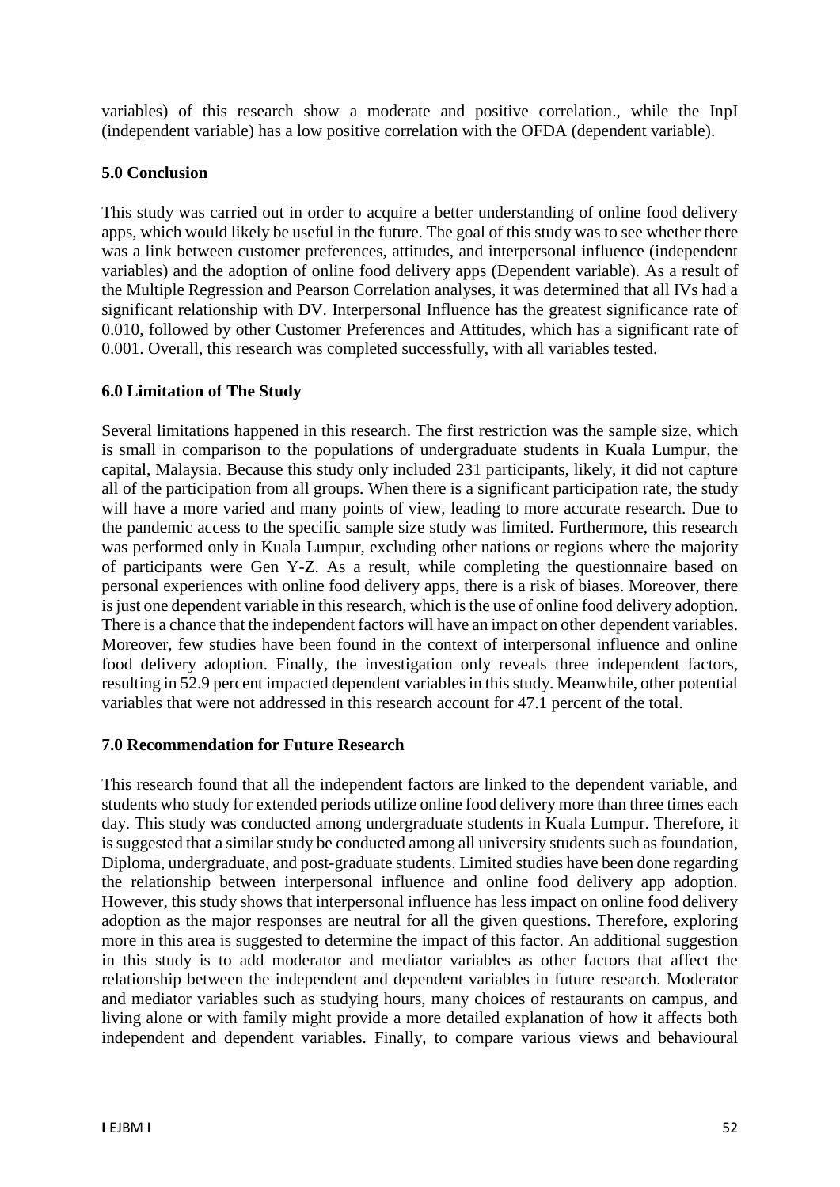variables) of this research show a moderate and positive correlation., while the InpI (independent variable) has a low positive correlation with the OFDA (dependent variable).

### 5.0 Conclusion

This study was carried out in order to acquire a better understanding of online food delivery apps, which would likely be useful in the future. The goal of this study was to see whether there was a link between customer preferences, attitudes, and interpersonal influence (independent variables) and the adoption of online food delivery apps (Dependent variable). As a result of the Multiple Regression and Pearson Correlation analyses, it was determined that all IVs had a significant relationship with DV. Interpersonal Influence has the greatest significance rate of 0.010, followed by other Customer Preferences and Attitudes, which has a significant rate of 0.001. Overall, this research was completed successfully, with all variables tested.

### 6.0 Limitation of The Study

Several limitations happened in this research. The first restriction was the sample size, which is small in comparison to the populations of undergraduate students in Kuala Lumpur, the capital, Malaysia. Because this study only included 231 participants, likely, it did not capture all of the participation from all groups. When there is a significant participation rate, the study will have a more varied and many points of view, leading to more accurate research. Due to the pandemic access to the specific sample size study was limited. Furthermore, this research was performed only in Kuala Lumpur, excluding other nations or regions where the majority of participants were Gen Y-Z. As a result, while completing the questionnaire based on personal experiences with online food delivery apps, there is a risk of biases. Moreover, there is just one dependent variable in this research, which is the use of online food delivery adoption. There is a chance that the independent factors will have an impact on other dependent variables. Moreover, few studies have been found in the context of interpersonal influence and online food delivery adoption. Finally, the investigation only reveals three independent factors, resulting in 52.9 percent impacted dependent variables in this study. Meanwhile, other potential variables that were not addressed in this research account for 47.1 percent of the total.

### 7.0 Recommendation for Future Research

This research found that all the independent factors are linked to the dependent variable, and students who study for extended periods utilize online food delivery more than three times each day. This study was conducted among undergraduate students in Kuala Lumpur. Therefore, it is suggested that a similar study be conducted among all university students such as foundation, Diploma, undergraduate, and post-graduate students. Limited studies have been done regarding the relationship between interpersonal influence and online food delivery app adoption. However, this study shows that interpersonal influence has less impact on online food delivery adoption as the major responses are neutral for all the given questions. Therefore, exploring more in this area is suggested to determine the impact of this factor. An additional suggestion in this study is to add moderator and mediator variables as other factors that affect the relationship between the independent and dependent variables in future research. Moderator and mediator variables such as studying hours, many choices of restaurants on campus, and living alone or with family might provide a more detailed explanation of how it affects both independent and dependent variables. Finally, to compare various views and behavioural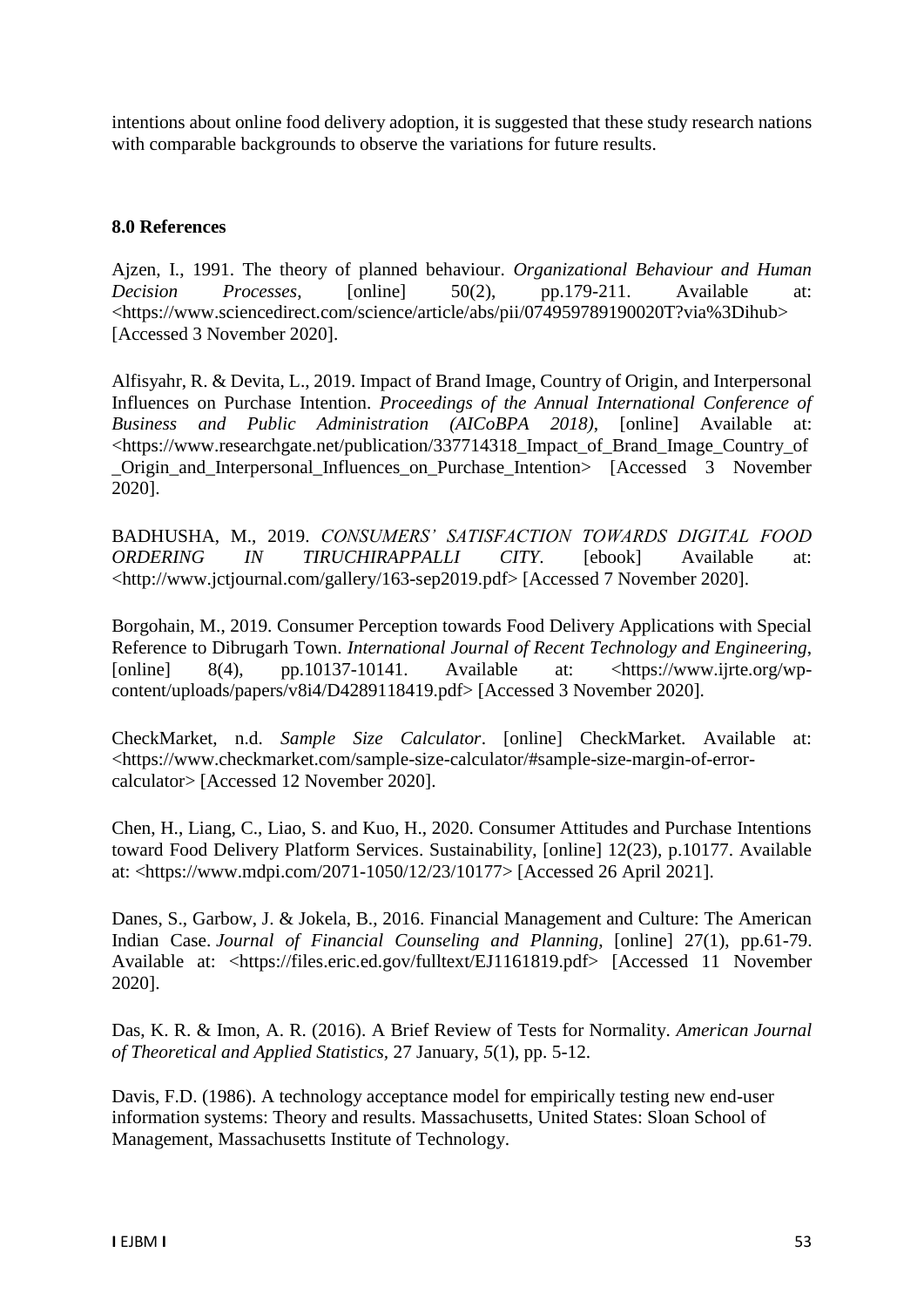intentions about online food delivery adoption, it is suggested that these study research nations with comparable backgrounds to observe the variations for future results.

## 8.0 References

Ajzen, I., 1991. The theory of planned behaviour. *Organizational Behaviour and Human Decision Processes*, [online] 50(2), pp.179-211. Available at: <https://www.sciencedirect.com/science/article/abs/pii/074959789190020T?via%3Dihub> [Accessed 3 November 2020].

Alfisyahr, R. & Devita, L., 2019. Impact of Brand Image, Country of Origin, and Interpersonal Influences on Purchase Intention. *Proceedings of the Annual International Conference of Business and Public Administration (AICoBPA 2018)*, [online] Available at: <https://www.researchgate.net/publication/337714318_Impact_of_Brand_Image_Country_of_Origin_and_Interpersonal_Influences_on_Purchase_Intention> [Accessed 3 November 2020].

BADHUSHA, M., 2019. *CONSUMERS' SATISFACTION TOWARDS DIGITAL FOOD ORDERING IN TIRUCHIRAPPALLI CITY*. [ebook] Available at: <http://www.jctjournal.com/gallery/163-sep2019.pdf> [Accessed 7 November 2020].

Borgohain, M., 2019. Consumer Perception towards Food Delivery Applications with Special Reference to Dibrugarh Town. *International Journal of Recent Technology and Engineering*, [online] 8(4), pp.10137-10141. Available at: <https://www.ijrte.org/wp-content/uploads/papers/v8i4/D4289118419.pdf> [Accessed 3 November 2020].

CheckMarket, n.d. *Sample Size Calculator*. [online] CheckMarket. Available at: <https://www.checkmarket.com/sample-size-calculator/#sample-size-margin-of-error-calculator> [Accessed 12 November 2020].

Chen, H., Liang, C., Liao, S. and Kuo, H., 2020. Consumer Attitudes and Purchase Intentions toward Food Delivery Platform Services. Sustainability, [online] 12(23), p.10177. Available at: <https://www.mdpi.com/2071-1050/12/23/10177> [Accessed 26 April 2021].

Danes, S., Garbow, J. & Jokela, B., 2016. Financial Management and Culture: The American Indian Case. *Journal of Financial Counseling and Planning*, [online] 27(1), pp.61-79. Available at: <https://files.eric.ed.gov/fulltext/EJ1161819.pdf> [Accessed 11 November 2020].

Das, K. R. & Imon, A. R. (2016). A Brief Review of Tests for Normality. *American Journal of Theoretical and Applied Statistics,* 27 January, *5*(1), pp. 5-12.

Davis, F.D. (1986). A technology acceptance model for empirically testing new end-user information systems: Theory and results. Massachusetts, United States: Sloan School of Management, Massachusetts Institute of Technology.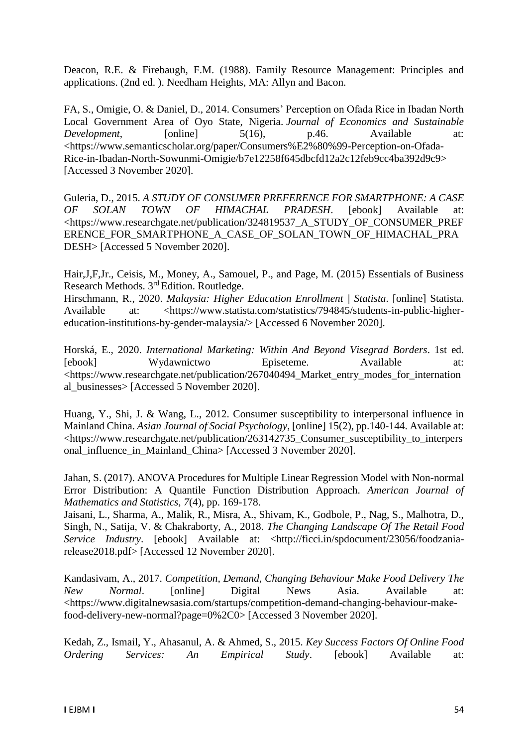Deacon, R.E. & Firebaugh, F.M. (1988). Family Resource Management: Principles and applications. (2nd ed. ). Needham Heights, MA: Allyn and Bacon.

FA, S., Omigie, O. & Daniel, D., 2014. Consumers' Perception on Ofada Rice in Ibadan North Local Government Area of Oyo State, Nigeria. *Journal of Economics and Sustainable Development*, [online] 5(16), p.46. Available at: <https://www.semanticscholar.org/paper/Consumers%E2%80%99-Perception-on-Ofada-Rice-in-Ibadan-North-Sowunmi-Omigie/b7e12258f645dbcfd12a2c12feb9cc4ba392d9c9> [Accessed 3 November 2020].

Guleria, D., 2015. *A STUDY OF CONSUMER PREFERENCE FOR SMARTPHONE: A CASE OF SOLAN TOWN OF HIMACHAL PRADESH*. [ebook] Available at: <https://www.researchgate.net/publication/324819537_A_STUDY_OF_CONSUMER_PREFERENCE_FOR_SMARTPHONE_A_CASE_OF_SOLAN_TOWN_OF_HIMACHAL_PRADESH> [Accessed 5 November 2020].

Hair,J,F,Jr., Ceisis, M., Money, A., Samouel, P., and Page, M. (2015) Essentials of Business Research Methods. 3rd Edition. Routledge.

Hirschmann, R., 2020. *Malaysia: Higher Education Enrollment | Statista*. [online] Statista. Available at: <https://www.statista.com/statistics/794845/students-in-public-higher-education-institutions-by-gender-malaysia/> [Accessed 6 November 2020].

Horská, E., 2020. *International Marketing: Within And Beyond Visegrad Borders*. 1st ed. [ebook] Wydawnictwo Episeteme. Available at: <https://www.researchgate.net/publication/267040494_Market_entry_modes_for_international_businesses> [Accessed 5 November 2020].

Huang, Y., Shi, J. & Wang, L., 2012. Consumer susceptibility to interpersonal influence in Mainland China. *Asian Journal of Social Psychology*, [online] 15(2), pp.140-144. Available at: <https://www.researchgate.net/publication/263142735_Consumer_susceptibility_to_interpersonal_influence_in_Mainland_China> [Accessed 3 November 2020].

Jahan, S. (2017). ANOVA Procedures for Multiple Linear Regression Model with Non-normal Error Distribution: A Quantile Function Distribution Approach. *American Journal of Mathematics and Statistics*, *7*(4), pp. 169-178.

Jaisani, L., Sharma, A., Malik, R., Misra, A., Shivam, K., Godbole, P., Nag, S., Malhotra, D., Singh, N., Satija, V. & Chakraborty, A., 2018. *The Changing Landscape Of The Retail Food Service Industry*. [ebook] Available at: <http://ficci.in/spdocument/23056/foodzania-release2018.pdf> [Accessed 12 November 2020].

Kandasivam, A., 2017. *Competition, Demand, Changing Behaviour Make Food Delivery The New Normal*. [online] Digital News Asia. Available at: <https://www.digitalnewsasia.com/startups/competition-demand-changing-behaviour-make-food-delivery-new-normal?page=0%2C0> [Accessed 3 November 2020].

Kedah, Z., Ismail, Y., Ahasanul, A. & Ahmed, S., 2015. *Key Success Factors Of Online Food Ordering Services: An Empirical Study*. [ebook] Available at: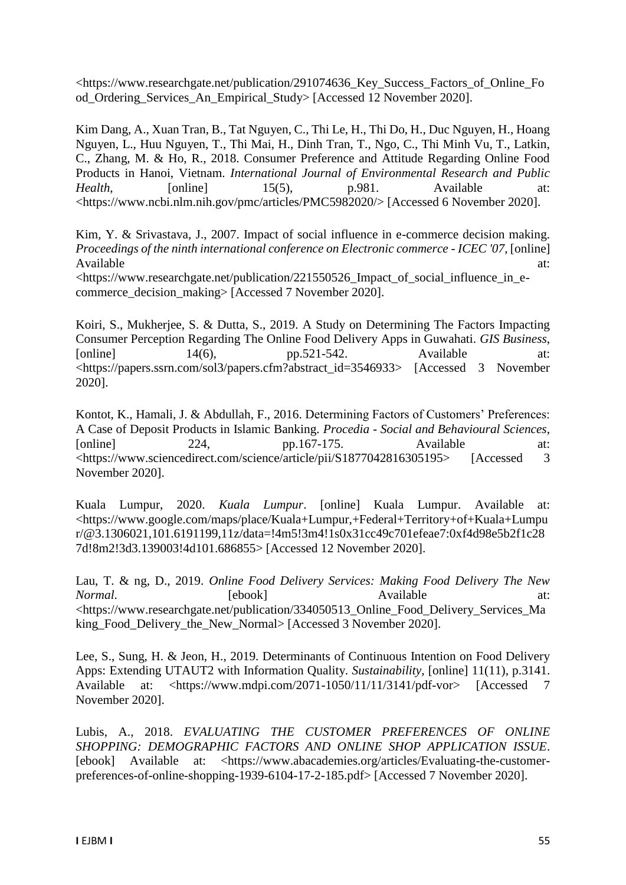<https://www.researchgate.net/publication/291074636_Key_Success_Factors_of_Online_Food_Ordering_Services_An_Empirical_Study> [Accessed 12 November 2020].

Kim Dang, A., Xuan Tran, B., Tat Nguyen, C., Thi Le, H., Thi Do, H., Duc Nguyen, H., Hoang Nguyen, L., Huu Nguyen, T., Thi Mai, H., Dinh Tran, T., Ngo, C., Thi Minh Vu, T., Latkin, C., Zhang, M. & Ho, R., 2018. Consumer Preference and Attitude Regarding Online Food Products in Hanoi, Vietnam. *International Journal of Environmental Research and Public Health*, [online] 15(5), p.981. Available at: <https://www.ncbi.nlm.nih.gov/pmc/articles/PMC5982020/> [Accessed 6 November 2020].

Kim, Y. & Srivastava, J., 2007. Impact of social influence in e-commerce decision making. *Proceedings of the ninth international conference on Electronic commerce - ICEC '07*, [online] Available at: <https://www.researchgate.net/publication/221550526_Impact_of_social_influence_in_e-commerce_decision_making> [Accessed 7 November 2020].

Koiri, S., Mukherjee, S. & Dutta, S., 2019. A Study on Determining The Factors Impacting Consumer Perception Regarding The Online Food Delivery Apps in Guwahati. *GIS Business*, [online] 14(6), pp.521-542. Available at: <https://papers.ssrn.com/sol3/papers.cfm?abstract_id=3546933> [Accessed 3 November 2020].

Kontot, K., Hamali, J. & Abdullah, F., 2016. Determining Factors of Customers' Preferences: A Case of Deposit Products in Islamic Banking. *Procedia - Social and Behavioural Sciences*, [online] 224, pp.167-175. Available at: <https://www.sciencedirect.com/science/article/pii/S1877042816305195> [Accessed 3 November 2020].

Kuala Lumpur, 2020. *Kuala Lumpur*. [online] Kuala Lumpur. Available at: <https://www.google.com/maps/place/Kuala+Lumpur,+Federal+Territory+of+Kuala+Lumpur/@3.1306021,101.6191199,11z/data=!4m5!3m4!1s0x31cc49c701efeae7:0xf4d98e5b2f1c287d!8m2!3d3.139003!4d101.686855> [Accessed 12 November 2020].

Lau, T. & ng, D., 2019. *Online Food Delivery Services: Making Food Delivery The New Normal*. [ebook] Available at: <https://www.researchgate.net/publication/334050513_Online_Food_Delivery_Services_Making_Food_Delivery_the_New_Normal> [Accessed 3 November 2020].

Lee, S., Sung, H. & Jeon, H., 2019. Determinants of Continuous Intention on Food Delivery Apps: Extending UTAUT2 with Information Quality. *Sustainability*, [online] 11(11), p.3141. Available at: <https://www.mdpi.com/2071-1050/11/11/3141/pdf-vor> [Accessed 7 November 2020].

Lubis, A., 2018. *EVALUATING THE CUSTOMER PREFERENCES OF ONLINE SHOPPING: DEMOGRAPHIC FACTORS AND ONLINE SHOP APPLICATION ISSUE*. [ebook] Available at: <https://www.abacademies.org/articles/Evaluating-the-customer-preferences-of-online-shopping-1939-6104-17-2-185.pdf> [Accessed 7 November 2020].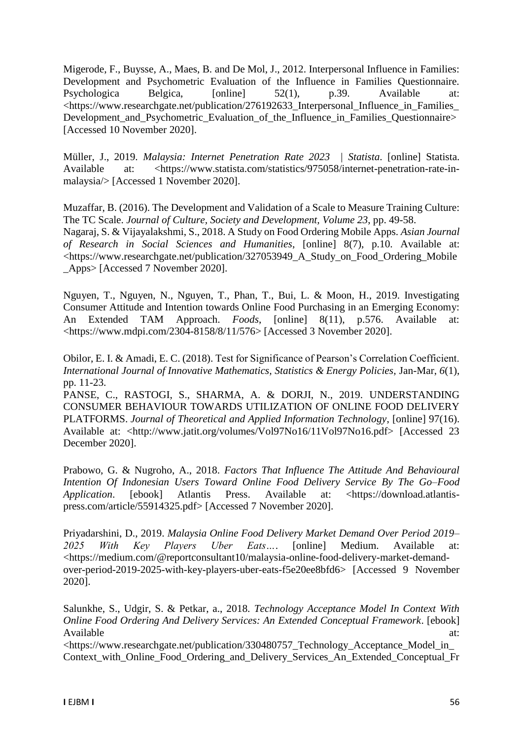Migerode, F., Buysse, A., Maes, B. and De Mol, J., 2012. Interpersonal Influence in Families: Development and Psychometric Evaluation of the Influence in Families Questionnaire. Psychologica Belgica, [online] 52(1), p.39. Available at: <https://www.researchgate.net/publication/276192633_Interpersonal_Influence_in_Families_Development_and_Psychometric_Evaluation_of_the_Influence_in_Families_Questionnaire> [Accessed 10 November 2020].

Müller, J., 2019. *Malaysia: Internet Penetration Rate 2023 | Statista*. [online] Statista. Available at: <https://www.statista.com/statistics/975058/internet-penetration-rate-in-malaysia/> [Accessed 1 November 2020].

Muzaffar, B. (2016). The Development and Validation of a Scale to Measure Training Culture: The TC Scale. *Journal of Culture, Society and Development, Volume 23*, pp. 49-58.

Nagaraj, S. & Vijayalakshmi, S., 2018. A Study on Food Ordering Mobile Apps. *Asian Journal of Research in Social Sciences and Humanities*, [online] 8(7), p.10. Available at: <https://www.researchgate.net/publication/327053949_A_Study_on_Food_Ordering_Mobile_Apps> [Accessed 7 November 2020].

Nguyen, T., Nguyen, N., Nguyen, T., Phan, T., Bui, L. & Moon, H., 2019. Investigating Consumer Attitude and Intention towards Online Food Purchasing in an Emerging Economy: An Extended TAM Approach. *Foods*, [online] 8(11), p.576. Available at: <https://www.mdpi.com/2304-8158/8/11/576> [Accessed 3 November 2020].

Obilor, E. I. & Amadi, E. C. (2018). Test for Significance of Pearson's Correlation Coefficient. *International Journal of Innovative Mathematics, Statistics & Energy Policies*, Jan-Mar, *6*(1), pp. 11-23.

PANSE, C., RASTOGI, S., SHARMA, A. & DORJI, N., 2019. UNDERSTANDING CONSUMER BEHAVIOUR TOWARDS UTILIZATION OF ONLINE FOOD DELIVERY PLATFORMS. *Journal of Theoretical and Applied Information Technology*, [online] 97(16). Available at: <http://www.jatit.org/volumes/Vol97No16/11Vol97No16.pdf> [Accessed 23 December 2020].

Prabowo, G. & Nugroho, A., 2018. *Factors That Influence The Attitude And Behavioural Intention Of Indonesian Users Toward Online Food Delivery Service By The Go–Food Application*. [ebook] Atlantis Press. Available at: <https://download.atlantis-press.com/article/55914325.pdf> [Accessed 7 November 2020].

Priyadarshini, D., 2019. *Malaysia Online Food Delivery Market Demand Over Period 2019–2025 With Key Players Uber Eats….* [online] Medium. Available at: <https://medium.com/@reportconsultant10/malaysia-online-food-delivery-market-demand-over-period-2019-2025-with-key-players-uber-eats-f5e20ee8bfd6> [Accessed 9 November 2020].

Salunkhe, S., Udgir, S. & Petkar, a., 2018. *Technology Acceptance Model In Context With Online Food Ordering And Delivery Services: An Extended Conceptual Framework*. [ebook] Available at: <https://www.researchgate.net/publication/330480757_Technology_Acceptance_Model_in_Context_with_Online_Food_Ordering_and_Delivery_Services_An_Extended_Conceptual_Fr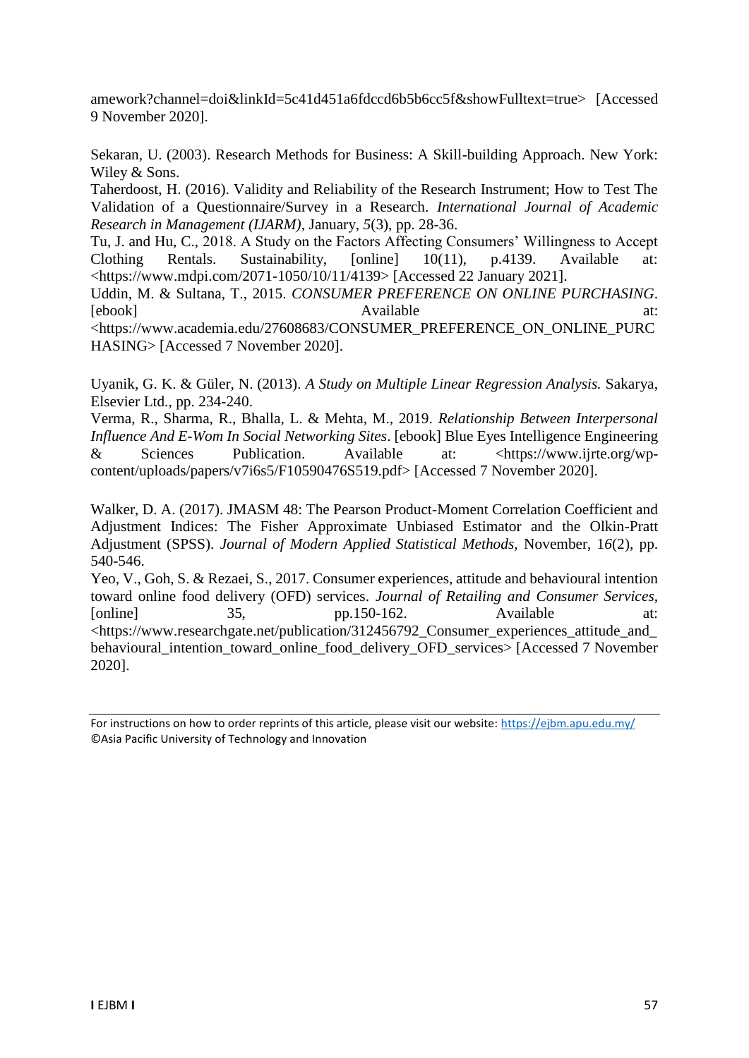amework?channel=doi&linkId=5c41d451a6fdccd6b5b6cc5f&showFulltext=true> [Accessed 9 November 2020].

Sekaran, U. (2003). Research Methods for Business: A Skill-building Approach. New York: Wiley & Sons.

Taherdoost, H. (2016). Validity and Reliability of the Research Instrument; How to Test The Validation of a Questionnaire/Survey in a Research. *International Journal of Academic Research in Management (IJARM)*, January, *5*(3), pp. 28-36.

Tu, J. and Hu, C., 2018. A Study on the Factors Affecting Consumers' Willingness to Accept Clothing Rentals. Sustainability, [online] 10(11), p.4139. Available at: <https://www.mdpi.com/2071-1050/10/11/4139> [Accessed 22 January 2021].

Uddin, M. & Sultana, T., 2015. *CONSUMER PREFERENCE ON ONLINE PURCHASING*. [ebook] Available at: <https://www.academia.edu/27608683/CONSUMER_PREFERENCE_ON_ONLINE_PURCHASING> [Accessed 7 November 2020].

Uyanik, G. K. & Güler, N. (2013). *A Study on Multiple Linear Regression Analysis.* Sakarya, Elsevier Ltd., pp. 234-240.

Verma, R., Sharma, R., Bhalla, L. & Mehta, M., 2019. *Relationship Between Interpersonal Influence And E-Wom In Social Networking Sites*. [ebook] Blue Eyes Intelligence Engineering & Sciences Publication. Available at: <https://www.ijrte.org/wp-content/uploads/papers/v7i6s5/F10590476S519.pdf> [Accessed 7 November 2020].

Walker, D. A. (2017). JMASM 48: The Pearson Product-Moment Correlation Coefficient and Adjustment Indices: The Fisher Approximate Unbiased Estimator and the Olkin-Pratt Adjustment (SPSS). *Journal of Modern Applied Statistical Methods*, November, 1*6*(2), pp. 540-546.

Yeo, V., Goh, S. & Rezaei, S., 2017. Consumer experiences, attitude and behavioural intention toward online food delivery (OFD) services. *Journal of Retailing and Consumer Services*, [online] 35, pp.150-162. Available at: <https://www.researchgate.net/publication/312456792_Consumer_experiences_attitude_and_behavioural_intention_toward_online_food_delivery_OFD_services> [Accessed 7 November 2020].

For instructions on how to order reprints of this article, please visit our website: https://ejbm.apu.edu.my/
©Asia Pacific University of Technology and Innovation